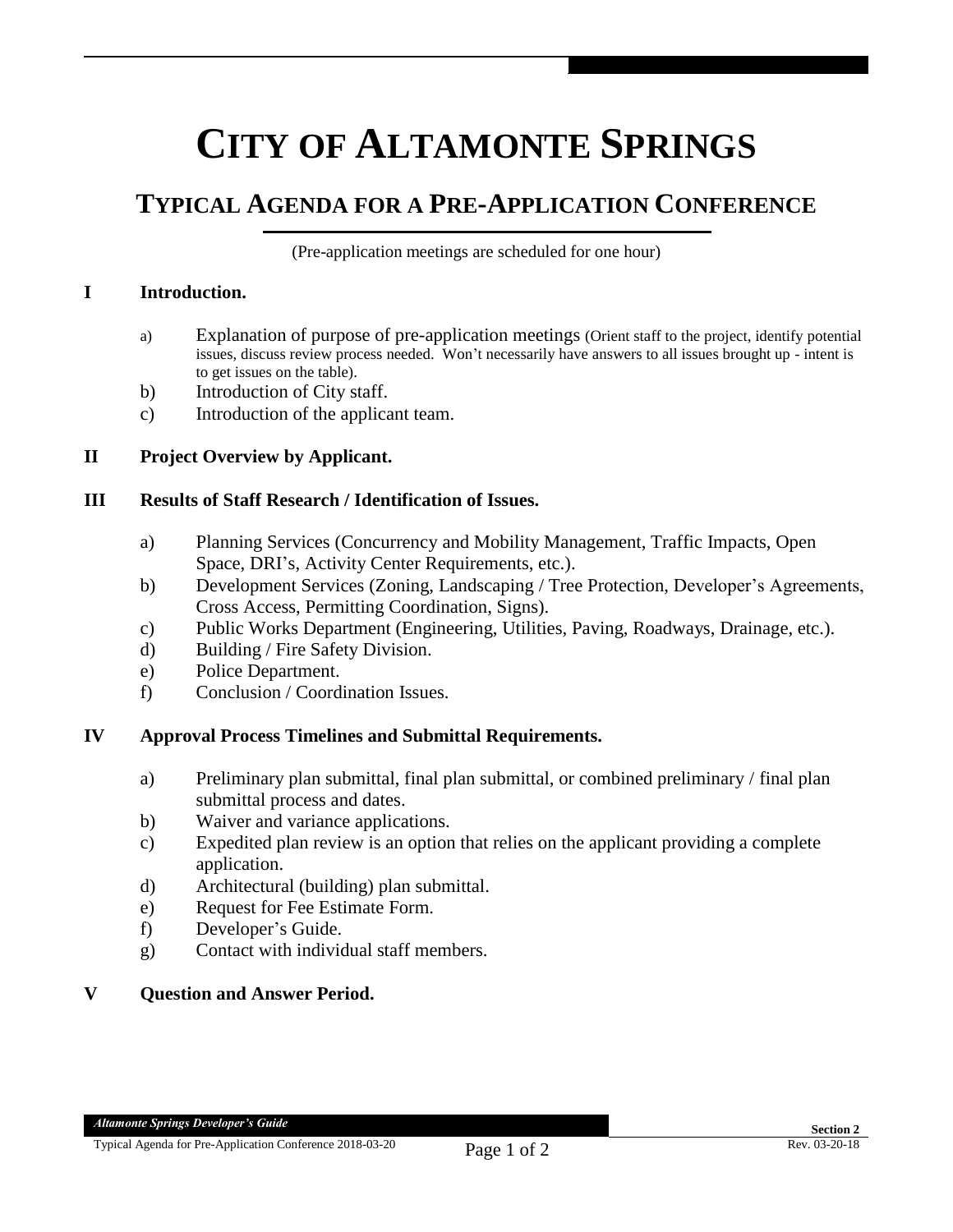# CITY OF ALTAMONTE SPRINGS

## TYPICAL AGENDA FOR A PRE-APPLICATION CONFERENCE

(Pre-application meetings are scheduled for one hour)

**I Introduction.**

a) Explanation of purpose of pre-application meetings (Orient staff to the project, identify potential issues, discuss review process needed. Won't necessarily have answers to all issues brought up - intent is to get issues on the table).
b) Introduction of City staff.
c) Introduction of the applicant team.

**II Project Overview by Applicant.**

**III Results of Staff Research / Identification of Issues.**

a) Planning Services (Concurrency and Mobility Management, Traffic Impacts, Open Space, DRI's, Activity Center Requirements, etc.).
b) Development Services (Zoning, Landscaping / Tree Protection, Developer's Agreements, Cross Access, Permitting Coordination, Signs).
c) Public Works Department (Engineering, Utilities, Paving, Roadways, Drainage, etc.).
d) Building / Fire Safety Division.
e) Police Department.
f) Conclusion / Coordination Issues.

**IV Approval Process Timelines and Submittal Requirements.**

a) Preliminary plan submittal, final plan submittal, or combined preliminary / final plan submittal process and dates.
b) Waiver and variance applications.
c) Expedited plan review is an option that relies on the applicant providing a complete application.
d) Architectural (building) plan submittal.
e) Request for Fee Estimate Form.
f) Developer's Guide.
g) Contact with individual staff members.

**V Question and Answer Period.**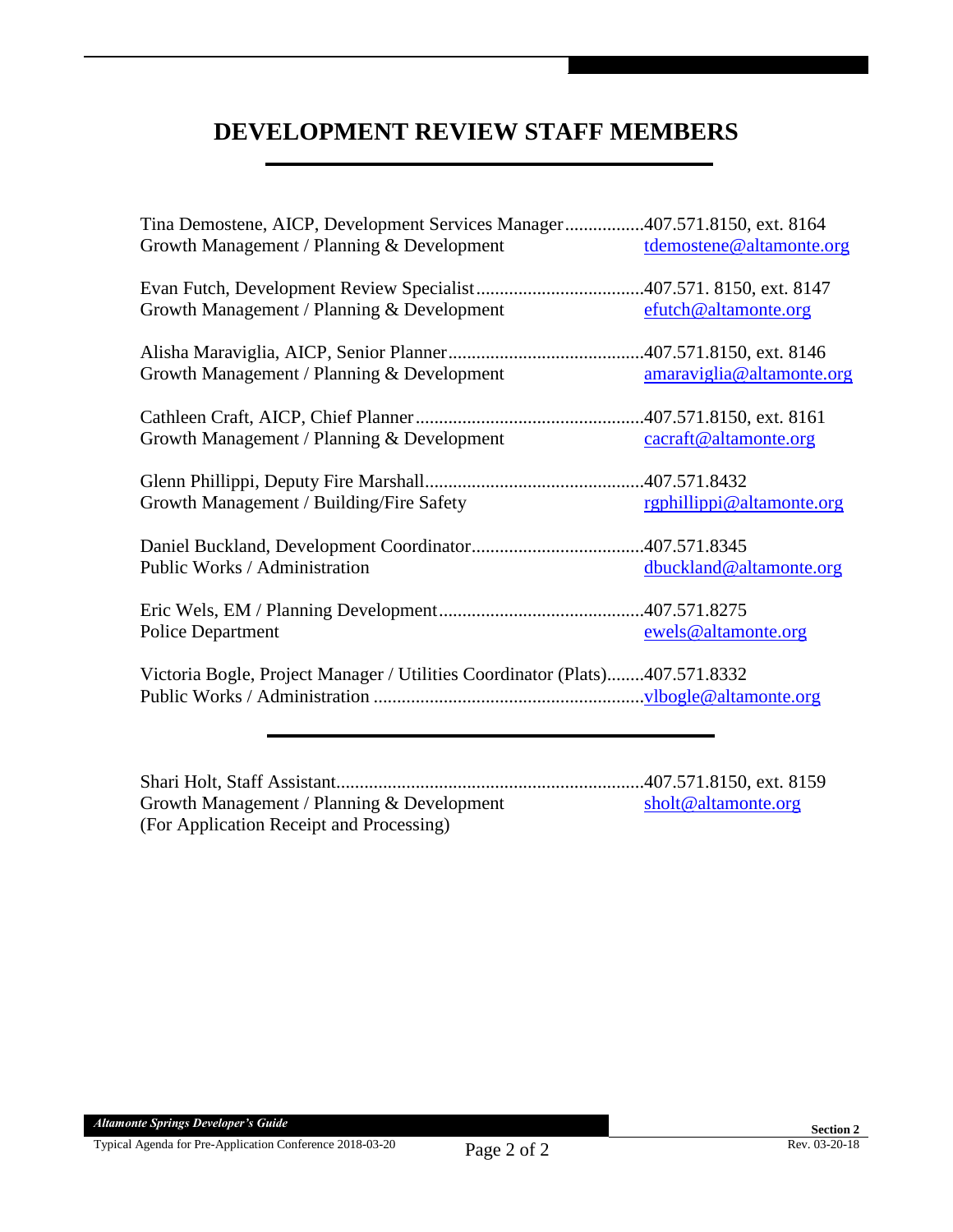# DEVELOPMENT REVIEW STAFF MEMBERS

Tina Demostene, AICP, Development Services Manager.................407.571.8150, ext. 8164
Growth Management / Planning & Development tdemostene@altamonte.org

Evan Futch, Development Review Specialist....................................407.571. 8150, ext. 8147
Growth Management / Planning & Development efutch@altamonte.org

Alisha Maraviglia, AICP, Senior Planner..........................................407.571.8150, ext. 8146
Growth Management / Planning & Development amaraviglia@altamonte.org

Cathleen Craft, AICP, Chief Planner.................................................407.571.8150, ext. 8161
Growth Management / Planning & Development cacraft@altamonte.org

Glenn Phillippi, Deputy Fire Marshall...............................................407.571.8432
Growth Management / Building/Fire Safety rgphillippi@altamonte.org

Daniel Buckland, Development Coordinator.....................................407.571.8345
Public Works / Administration dbuckland@altamonte.org

Eric Wels, EM / Planning Development............................................407.571.8275
Police Department ewels@altamonte.org

Victoria Bogle, Project Manager / Utilities Coordinator (Plats)........407.571.8332
Public Works / Administration ..........................................................vlbogle@altamonte.org

---

Shari Holt, Staff Assistant..................................................................407.571.8150, ext. 8159
Growth Management / Planning & Development sholt@altamonte.org
(For Application Receipt and Processing)